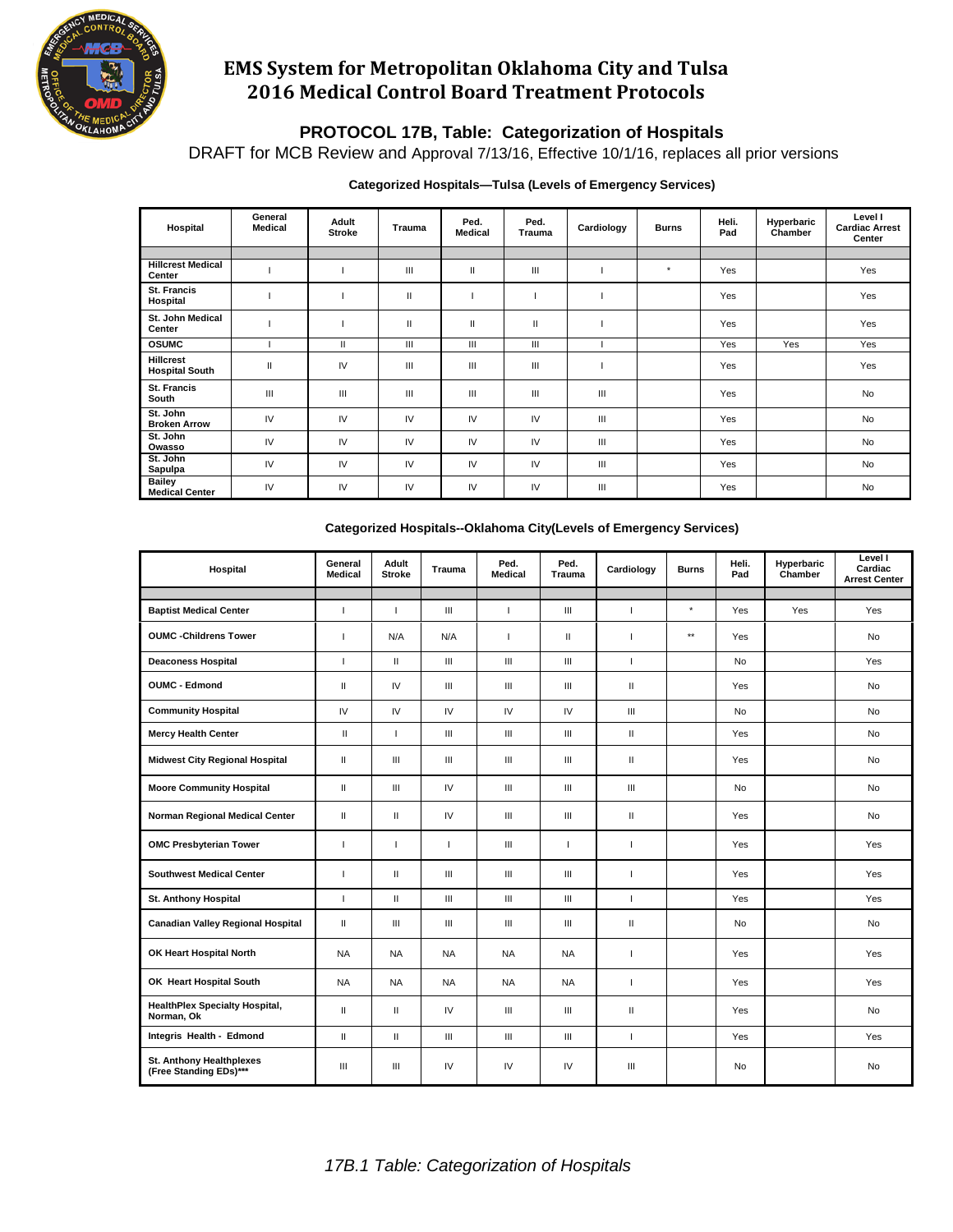# EMS System for Metropolitan Oklahoma City and Tulsa
# 2016 Medical Control Board Treatment Protocols

## PROTOCOL 17B, Table: Categorization of Hospitals

DRAFT for MCB Review and Approval 7/13/16, Effective 10/1/16, replaces all prior versions

### Categorized Hospitals—Tulsa (Levels of Emergency Services)

| Hospital | General Medical | Adult Stroke | Trauma | Ped. Medical | Ped. Trauma | Cardiology | Burns | Heli. Pad | Hyperbaric Chamber | Level I Cardiac Arrest Center |
|---|---|---|---|---|---|---|---|---|---|---|
| | | | | | | | | | | |
| Hillcrest Medical Center | I | I | III | II | III | I | * | Yes | | Yes |
| St. Francis Hospital | I | I | II | I | I | I | | Yes | | Yes |
| St. John Medical Center | I | I | II | II | II | I | | Yes | | Yes |
| OSUMC | I | II | III | III | III | I | | Yes | Yes | Yes |
| Hillcrest Hospital South | II | IV | III | III | III | I | | Yes | | Yes |
| St. Francis South | III | III | III | III | III | III | | Yes | | No |
| St. John Broken Arrow | IV | IV | IV | IV | IV | III | | Yes | | No |
| St. John Owasso | IV | IV | IV | IV | IV | III | | Yes | | No |
| St. John Sapulpa | IV | IV | IV | IV | IV | III | | Yes | | No |
| Bailey Medical Center | IV | IV | IV | IV | IV | III | | Yes | | No |

### Categorized Hospitals--Oklahoma City(Levels of Emergency Services)

| Hospital | General Medical | Adult Stroke | Trauma | Ped. Medical | Ped. Trauma | Cardiology | Burns | Heli. Pad | Hyperbaric Chamber | Level I Cardiac Arrest Center |
|---|---|---|---|---|---|---|---|---|---|---|
| | | | | | | | | | | |
| Baptist Medical Center | I | I | III | I | III | I | * | Yes | Yes | Yes |
| OUMC -Childrens Tower | I | N/A | N/A | I | II | I | ** | Yes | | No |
| Deaconess Hospital | I | II | III | III | III | I | | No | | Yes |
| OUMC - Edmond | II | IV | III | III | III | II | | Yes | | No |
| Community Hospital | IV | IV | IV | IV | IV | III | | No | | No |
| Mercy Health Center | II | I | III | III | III | II | | Yes | | No |
| Midwest City Regional Hospital | II | III | III | III | III | II | | Yes | | No |
| Moore Community Hospital | II | III | IV | III | III | III | | No | | No |
| Norman Regional Medical Center | II | II | IV | III | III | II | | Yes | | No |
| OMC Presbyterian Tower | I | I | I | III | I | I | | Yes | | Yes |
| Southwest Medical Center | I | II | III | III | III | I | | Yes | | Yes |
| St. Anthony Hospital | I | II | III | III | III | I | | Yes | | Yes |
| Canadian Valley Regional Hospital | II | III | III | III | III | II | | No | | No |
| OK Heart Hospital North | NA | NA | NA | NA | NA | I | | Yes | | Yes |
| OK Heart Hospital South | NA | NA | NA | NA | NA | I | | Yes | | Yes |
| HealthPlex Specialty Hospital, Norman, Ok | II | II | IV | III | III | II | | Yes | | No |
| Integris Health - Edmond | II | II | III | III | III | I | | Yes | | Yes |
| St. Anthony Healthplexes (Free Standing EDs)*** | III | III | IV | IV | IV | III | | No | | No |

*17B.1 Table: Categorization of Hospitals*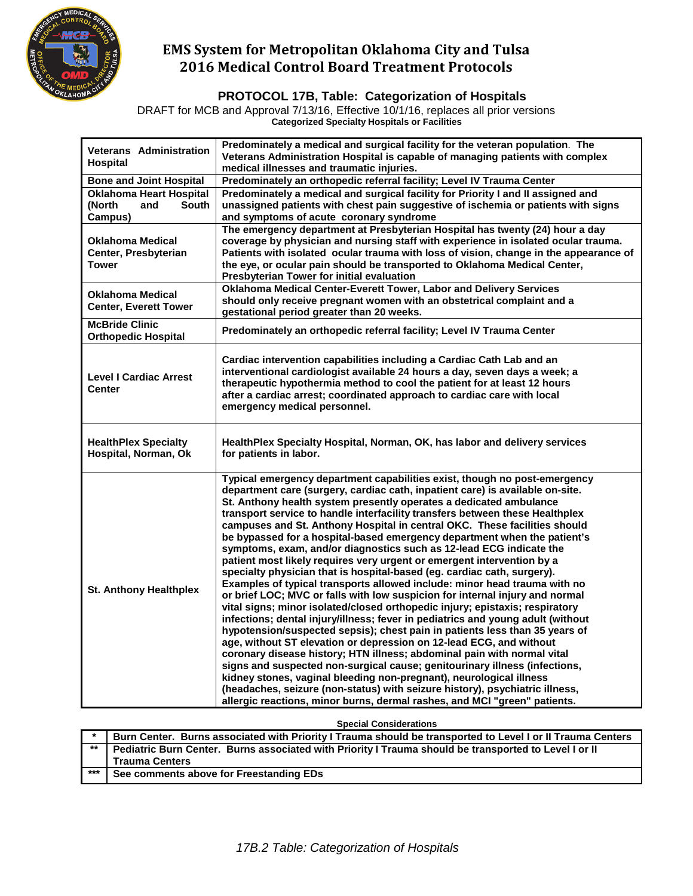# EMS System for Metropolitan Oklahoma City and Tulsa
# 2016 Medical Control Board Treatment Protocols

## PROTOCOL 17B, Table: Categorization of Hospitals

DRAFT for MCB and Approval 7/13/16, Effective 10/1/16, replaces all prior versions

**Categorized Specialty Hospitals or Facilities**

| | |
|---|---|
| **Veterans Administration Hospital** | **Predominately a medical and surgical facility for the veteran population. The Veterans Administration Hospital is capable of managing patients with complex medical illnesses and traumatic injuries.** |
| **Bone and Joint Hospital** | **Predominately an orthopedic referral facility; Level IV Trauma Center** |
| **Oklahoma Heart Hospital (North and South Campus)** | **Predominately a medical and surgical facility for Priority I and II assigned and unassigned patients with chest pain suggestive of ischemia or patients with signs and symptoms of acute coronary syndrome** |
| **Oklahoma Medical Center, Presbyterian Tower** | **The emergency department at Presbyterian Hospital has twenty (24) hour a day coverage by physician and nursing staff with experience in isolated ocular trauma. Patients with isolated ocular trauma with loss of vision, change in the appearance of the eye, or ocular pain should be transported to Oklahoma Medical Center, Presbyterian Tower for initial evaluation** |
| **Oklahoma Medical Center, Everett Tower** | **Oklahoma Medical Center-Everett Tower, Labor and Delivery Services should only receive pregnant women with an obstetrical complaint and a gestational period greater than 20 weeks.** |
| **McBride Clinic Orthopedic Hospital** | **Predominately an orthopedic referral facility; Level IV Trauma Center** |
| **Level I Cardiac Arrest Center** | **Cardiac intervention capabilities including a Cardiac Cath Lab and an interventional cardiologist available 24 hours a day, seven days a week; a therapeutic hypothermia method to cool the patient for at least 12 hours after a cardiac arrest; coordinated approach to cardiac care with local emergency medical personnel.** |
| **HealthPlex Specialty Hospital, Norman, Ok** | **HealthPlex Specialty Hospital, Norman, OK, has labor and delivery services for patients in labor.** |
| **St. Anthony Healthplex** | **Typical emergency department capabilities exist, though no post-emergency department care (surgery, cardiac cath, inpatient care) is available on-site. St. Anthony health system presently operates a dedicated ambulance transport service to handle interfacility transfers between these Healthplex campuses and St. Anthony Hospital in central OKC. These facilities should be bypassed for a hospital-based emergency department when the patient's symptoms, exam, and/or diagnostics such as 12-lead ECG indicate the patient most likely requires very urgent or emergent intervention by a specialty physician that is hospital-based (eg. cardiac cath, surgery). Examples of typical transports allowed include: minor head trauma with no or brief LOC; MVC or falls with low suspicion for internal injury and normal vital signs; minor isolated/closed orthopedic injury; epistaxis; respiratory infections; dental injury/illness; fever in pediatrics and young adult (without hypotension/suspected sepsis); chest pain in patients less than 35 years of age, without ST elevation or depression on 12-lead ECG, and without coronary disease history; HTN illness; abdominal pain with normal vital signs and suspected non-surgical cause; genitourinary illness (infections, kidney stones, vaginal bleeding non-pregnant), neurological illness (headaches, seizure (non-status) with seizure history), psychiatric illness, allergic reactions, minor burns, dermal rashes, and MCI "green" patients.** |

**Special Considerations**

| | |
|---|---|
| * | **Burn Center. Burns associated with Priority I Trauma should be transported to Level I or II Trauma Centers** |
| ** | **Pediatric Burn Center. Burns associated with Priority I Trauma should be transported to Level I or II Trauma Centers** |
| *** | **See comments above for Freestanding EDs** |

*17B.2 Table: Categorization of Hospitals*